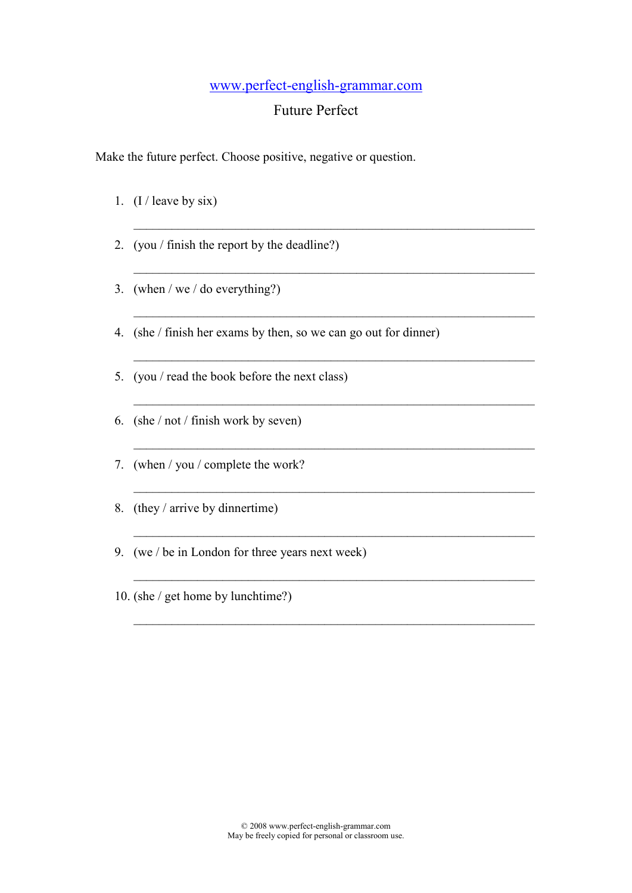www.perfect-english-grammar.com

# Future Perfect

Make the future perfect. Choose positive, negative or question.

1. (I / leave by six)

   ______________________________________________________________

2. (you / finish the report by the deadline?)

   ______________________________________________________________

3. (when / we / do everything?)

   ______________________________________________________________

4. (she / finish her exams by then, so we can go out for dinner)

   ______________________________________________________________

5. (you / read the book before the next class)

   ______________________________________________________________

6. (she / not / finish work by seven)

   ______________________________________________________________

7. (when / you / complete the work?

   ______________________________________________________________

8. (they / arrive by dinnertime)

   ______________________________________________________________

9. (we / be in London for three years next week)

   ______________________________________________________________

10. (she / get home by lunchtime?)

    ______________________________________________________________

© 2008 www.perfect-english-grammar.com
May be freely copied for personal or classroom use.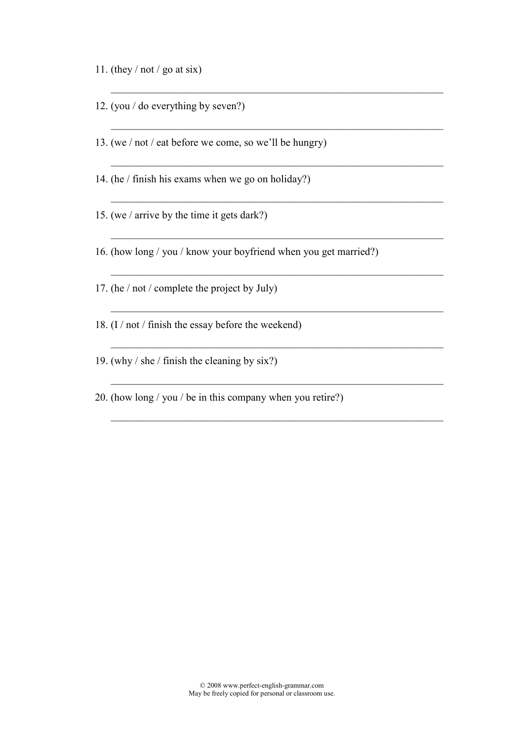11. (they / not / go at six)

    ______________________________________________________________

12. (you / do everything by seven?)

    ______________________________________________________________

13. (we / not / eat before we come, so we'll be hungry)

    ______________________________________________________________

14. (he / finish his exams when we go on holiday?)

    ______________________________________________________________

15. (we / arrive by the time it gets dark?)

    ______________________________________________________________

16. (how long / you / know your boyfriend when you get married?)

    ______________________________________________________________

17. (he / not / complete the project by July)

    ______________________________________________________________

18. (I / not / finish the essay before the weekend)

    ______________________________________________________________

19. (why / she / finish the cleaning by six?)

    ______________________________________________________________

20. (how long / you / be in this company when you retire?)

    ______________________________________________________________

© 2008 www.perfect-english-grammar.com
May be freely copied for personal or classroom use.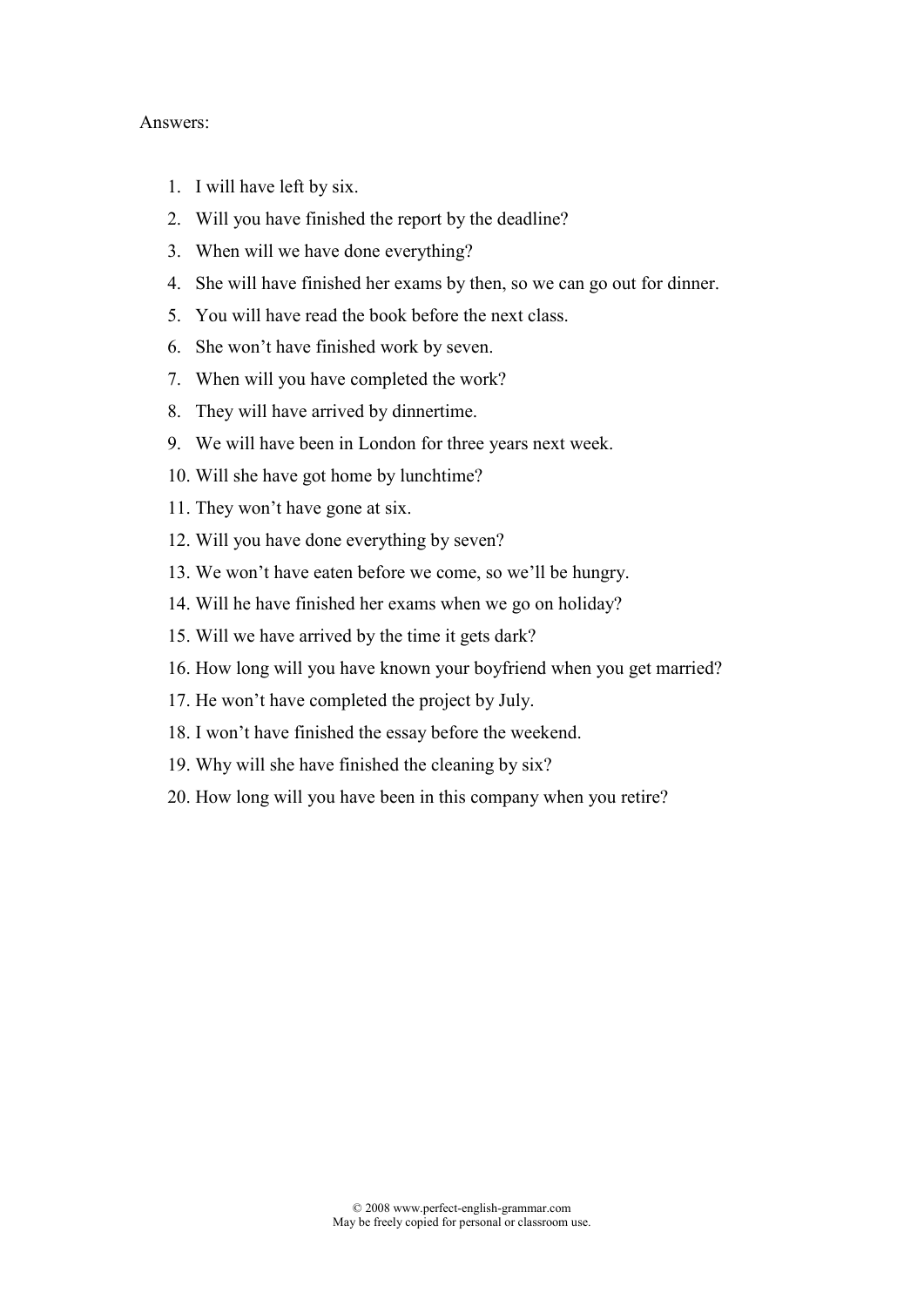Answers:

1. I will have left by six.
2. Will you have finished the report by the deadline?
3. When will we have done everything?
4. She will have finished her exams by then, so we can go out for dinner.
5. You will have read the book before the next class.
6. She won't have finished work by seven.
7. When will you have completed the work?
8. They will have arrived by dinnertime.
9. We will have been in London for three years next week.
10. Will she have got home by lunchtime?
11. They won't have gone at six.
12. Will you have done everything by seven?
13. We won't have eaten before we come, so we'll be hungry.
14. Will he have finished her exams when we go on holiday?
15. Will we have arrived by the time it gets dark?
16. How long will you have known your boyfriend when you get married?
17. He won't have completed the project by July.
18. I won't have finished the essay before the weekend.
19. Why will she have finished the cleaning by six?
20. How long will you have been in this company when you retire?

© 2008 www.perfect-english-grammar.com
May be freely copied for personal or classroom use.